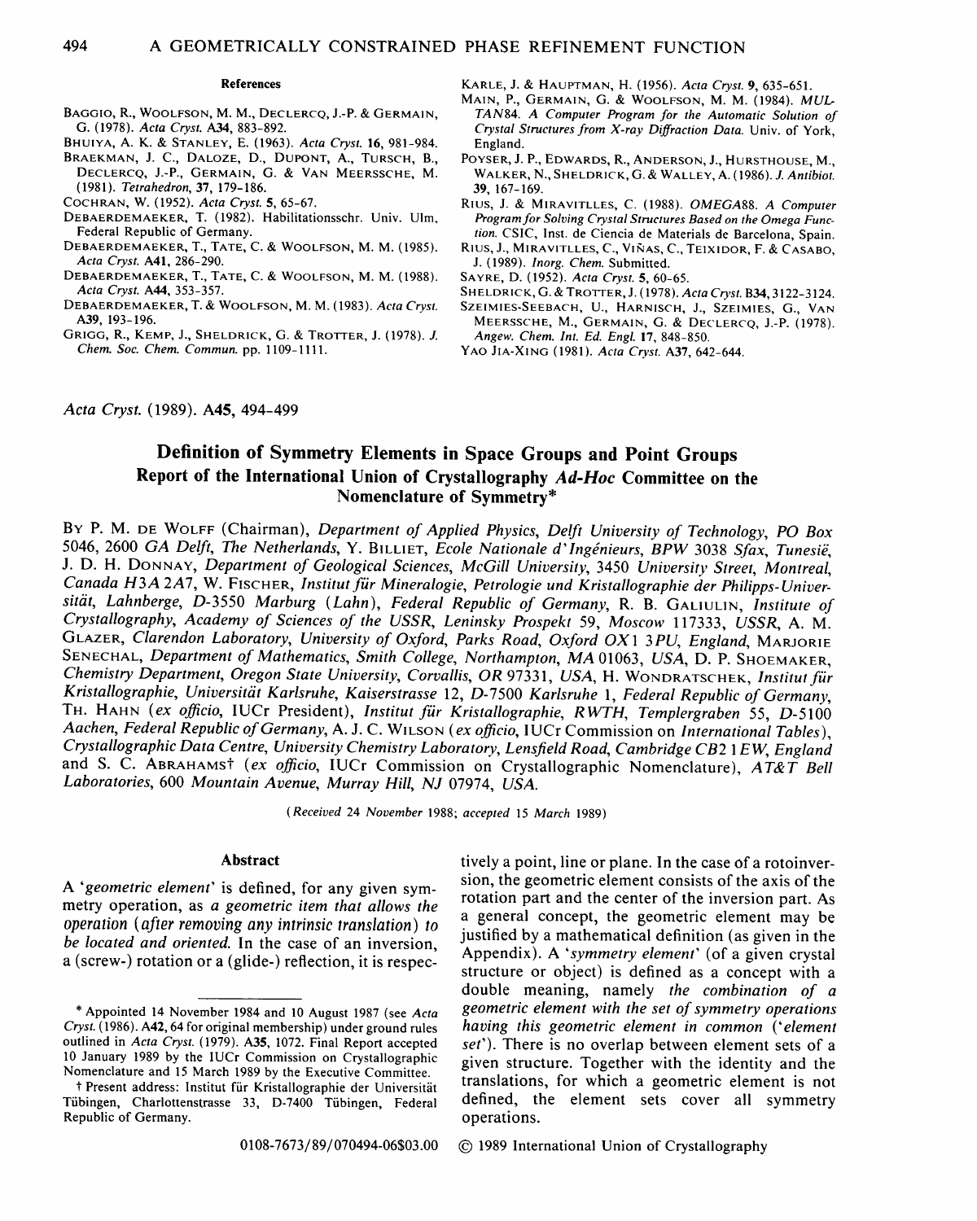### References

BAGGIO, R., WOOLFSON, M. M., DECLERCQ, J.-P. & GERMAIN, G. (1978). *Acta Cryst.* A34, 883-892.
BHUIYA, A. K. & STANLEY, E. (1963). *Acta Cryst.* 16, 981-984.
BRAEKMAN, J. C., DALOZE, D., DUPONT, A., TURSCH, B., DECLERCQ, J.-P., GERMAIN, G. & VAN MEERSSCHE, M. (1981). *Tetrahedron*, 37, 179-186.
COCHRAN, W. (1952). *Acta Cryst.* 5, 65-67.
DEBAERDEMAEKER, T. (1982). Habilitationsschr. Univ. Ulm, Federal Republic of Germany.
DEBAERDEMAEKER, T., TATE, C. & WOOLFSON, M. M. (1985). *Acta Cryst.* A41, 286-290.
DEBAERDEMAEKER, T., TATE, C. & WOOLFSON, M. M. (1988). *Acta Cryst.* A44, 353-357.
DEBAERDEMAEKER, T. & WOOLFSON, M. M. (1983). *Acta Cryst.* A39, 193-196.
GRIGG, R., KEMP, J., SHELDRICK, G. & TROTTER, J. (1978). *J. Chem. Soc. Chem. Commun.* pp. 1109-1111.
KARLE, J. & HAUPTMAN, H. (1956). *Acta Cryst.* 9, 635-651.
MAIN, P., GERMAIN, G. & WOOLFSON, M. M. (1984). *MULTAN84. A Computer Program for the Automatic Solution of Crystal Structures from X-ray Diffraction Data.* Univ. of York, England.
POYSER, J. P., EDWARDS, R., ANDERSON, J., HURSTHOUSE, M., WALKER, N., SHELDRICK, G. & WALLEY, A. (1986). *J. Antibiot.* 39, 167-169.
RIUS, J. & MIRAVITLLES, C. (1988). *OMEGA88. A Computer Program for Solving Crystal Structures Based on the Omega Function.* CSIC, Inst. de Ciencia de Materials de Barcelona, Spain.
RIUS, J., MIRAVITLLES, C., VIÑAS, C., TEIXIDOR, F. & CASABO, J. (1989). *Inorg. Chem.* Submitted.
SAYRE, D. (1952). *Acta Cryst.* 5, 60-65.
SHELDRICK, G. & TROTTER, J. (1978). *Acta Cryst.* B34, 3122-3124.
SZEIMIES-SEEBACH, U., HARNISCH, J., SZEIMIES, G., VAN MEERSSCHE, M., GERMAIN, G. & DECLERCQ, J.-P. (1978). *Angew. Chem. Int. Ed. Engl.* 17, 848-850.
YAO JIA-XING (1981). *Acta Cryst.* A37, 642-644.

*Acta Cryst.* (1989). A45, 494-499

# Definition of Symmetry Elements in Space Groups and Point Groups Report of the International Union of Crystallography *Ad-Hoc* Committee on the Nomenclature of Symmetry*

BY P. M. DE WOLFF (Chairman), *Department of Applied Physics, Delft University of Technology, PO Box 5046, 2600 GA Delft, The Netherlands*, Y. BILLIET, *Ecole Nationale d'Ingénieurs, BPW 3038 Sfax, Tunesië*, J. D. H. DONNAY, *Department of Geological Sciences, McGill University, 3450 University Street, Montreal, Canada H3A 2A7*, W. FISCHER, *Institut für Mineralogie, Petrologie und Kristallographie der Philipps-Universität, Lahnberge, D-3550 Marburg (Lahn), Federal Republic of Germany*, R. B. GALIULIN, *Institute of Crystallography, Academy of Sciences of the USSR, Leninsky Prospekt 59, Moscow 117333, USSR*, A. M. GLAZER, *Clarendon Laboratory, University of Oxford, Parks Road, Oxford OX1 3PU, England*, MARJORIE SENECHAL, *Department of Mathematics, Smith College, Northampton, MA 01063, USA*, D. P. SHOEMAKER, *Chemistry Department, Oregon State University, Corvallis, OR 97331, USA*, H. WONDRATSCHEK, *Institut für Kristallographie, Universität Karlsruhe, Kaiserstrasse 12, D-7500 Karlsruhe 1, Federal Republic of Germany*, TH. HAHN (*ex officio*, IUCr President), *Institut für Kristallographie, RWTH, Templergraben 55, D-5100 Aachen, Federal Republic of Germany*, A. J. C. WILSON (*ex officio*, IUCr Commission on *International Tables*), *Crystallographic Data Centre, University Chemistry Laboratory, Lensfield Road, Cambridge CB2 1EW, England* and S. C. ABRAHAMS† (*ex officio*, IUCr Commission on Crystallographic Nomenclature), *AT&T Bell Laboratories, 600 Mountain Avenue, Murray Hill, NJ 07974, USA.*

(*Received 24 November 1988; accepted 15 March 1989*)

### Abstract

A '*geometric element*' is defined, for any given symmetry operation, as *a geometric item that allows the operation (after removing any intrinsic translation) to be located and oriented.* In the case of an inversion, a (screw-) rotation or a (glide-) reflection, it is respectively a point, line or plane. In the case of a rotoinversion, the geometric element consists of the axis of the rotation part and the center of the inversion part. As a general concept, the geometric element may be justified by a mathematical definition (as given in the Appendix). A '*symmetry element*' (of a given crystal structure or object) is defined as a concept with a double meaning, namely *the combination of a geometric element with the set of symmetry operations having this geometric element in common* ('*element set*'). There is no overlap between element sets of a given structure. Together with the identity and the translations, for which a geometric element is not defined, the element sets cover all symmetry operations.

\* Appointed 14 November 1984 and 10 August 1987 (see *Acta Cryst.* (1986). A42, 64 for original membership) under ground rules outlined in *Acta Cryst.* (1979). A35, 1072. Final Report accepted 10 January 1989 by the IUCr Commission on Crystallographic Nomenclature and 15 March 1989 by the Executive Committee.

† Present address: Institut für Kristallographie der Universität Tübingen, Charlottenstrasse 33, D-7400 Tübingen, Federal Republic of Germany.

0108-7673/89/070494-06$03.00 © 1989 International Union of Crystallography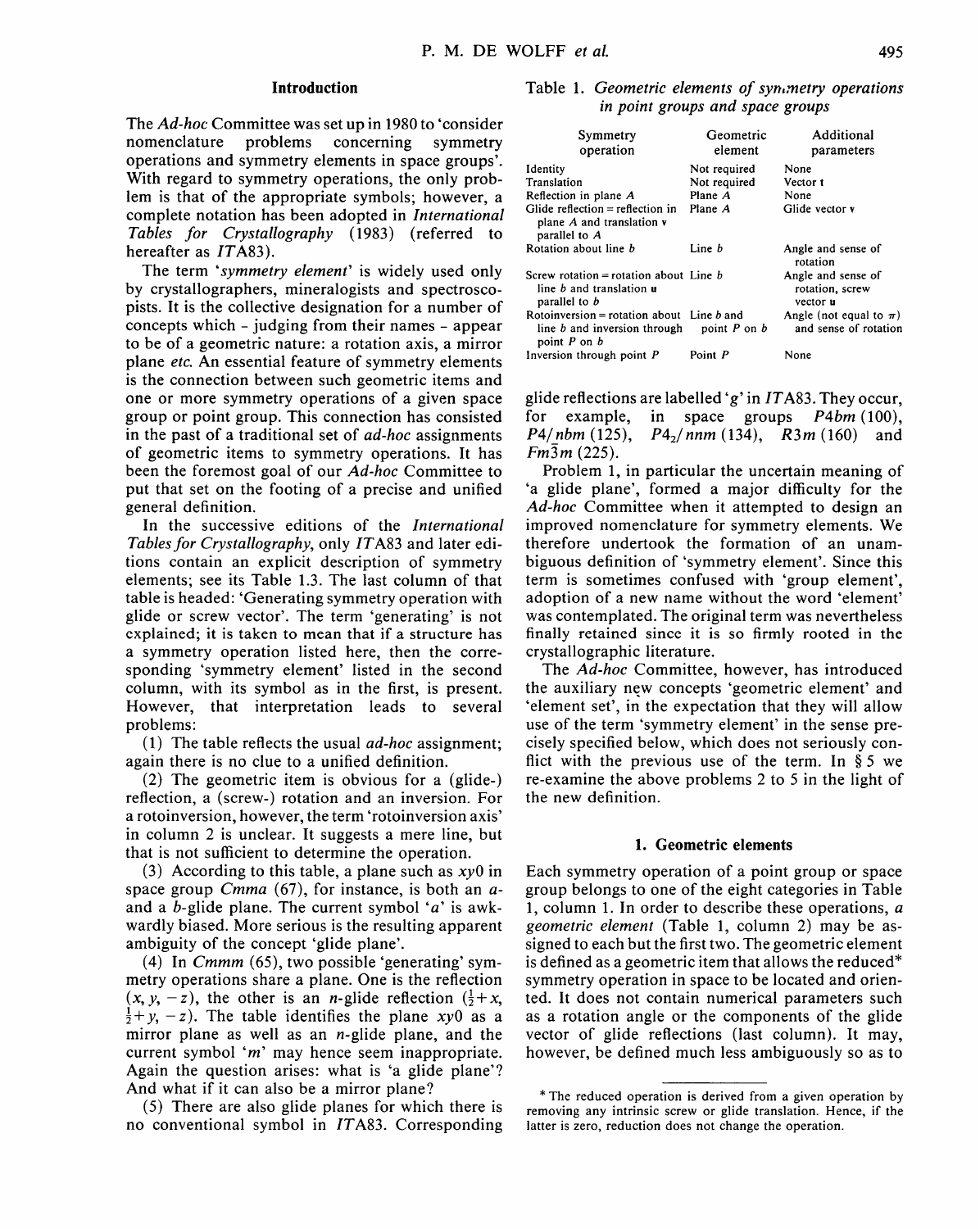## Introduction

The *Ad-hoc* Committee was set up in 1980 to 'consider nomenclature problems concerning symmetry operations and symmetry elements in space groups'. With regard to symmetry operations, the only problem is that of the appropriate symbols; however, a complete notation has been adopted in *International Tables for Crystallography* (1983) (referred to hereafter as *IT*A83).

The term '*symmetry element*' is widely used only by crystallographers, mineralogists and spectroscopists. It is the collective designation for a number of concepts which - judging from their names - appear to be of a geometric nature: a rotation axis, a mirror plane *etc.* An essential feature of symmetry elements is the connection between such geometric items and one or more symmetry operations of a given space group or point group. This connection has consisted in the past of a traditional set of *ad-hoc* assignments of geometric items to symmetry operations. It has been the foremost goal of our *Ad-hoc* Committee to put that set on the footing of a precise and unified general definition.

In the successive editions of the *International Tables for Crystallography*, only *IT*A83 and later editions contain an explicit description of symmetry elements; see its Table 1.3. The last column of that table is headed: 'Generating symmetry operation with glide or screw vector'. The term 'generating' is not explained; it is taken to mean that if a structure has a symmetry operation listed here, then the corresponding 'symmetry element' listed in the second column, with its symbol as in the first, is present. However, that interpretation leads to several problems:

(1) The table reflects the usual *ad-hoc* assignment; again there is no clue to a unified definition.

(2) The geometric item is obvious for a (glide-) reflection, a (screw-) rotation and an inversion. For a rotoinversion, however, the term 'rotoinversion axis' in column 2 is unclear. It suggests a mere line, but that is not sufficient to determine the operation.

(3) According to this table, a plane such as $xy0$ in space group *Cmma* (67), for instance, is both an *a*- and a *b*-glide plane. The current symbol '*a*' is awkwardly biased. More serious is the resulting apparent ambiguity of the concept 'glide plane'.

(4) In *Cmmm* (65), two possible 'generating' symmetry operations share a plane. One is the reflection $(x, y, -z)$, the other is an *n*-glide reflection $(\frac{1}{2}+x, \frac{1}{2}+y, -z)$. The table identifies the plane $xy0$ as a mirror plane as well as an *n*-glide plane, and the current symbol '*m*' may hence seem inappropriate. Again the question arises: what is 'a glide plane'? And what if it can also be a mirror plane?

(5) There are also glide planes for which there is no conventional symbol in *IT*A83. Corresponding glide reflections are labelled '*g*' in *IT*A83. They occur, for example, in space groups *P*4*bm* (100), *P*4/*nbm* (125), *P*4$_2$/*nnm* (134), *R*3*m* (160) and *Fm*$\bar{3}$*m* (225).

Problem 1, in particular the uncertain meaning of 'a glide plane', formed a major difficulty for the *Ad-hoc* Committee when it attempted to design an improved nomenclature for symmetry elements. We therefore undertook the formation of an unambiguous definition of 'symmetry element'. Since this term is sometimes confused with 'group element', adoption of a new name without the word 'element' was contemplated. The original term was nevertheless finally retained since it is so firmly rooted in the crystallographic literature.

The *Ad-hoc* Committee, however, has introduced the auxiliary new concepts 'geometric element' and 'element set', in the expectation that they will allow use of the term 'symmetry element' in the sense precisely specified below, which does not seriously conflict with the previous use of the term. In § 5 we re-examine the above problems 2 to 5 in the light of the new definition.

Table 1. *Geometric elements of symmetry operations in point groups and space groups*

| Symmetry operation | Geometric element | Additional parameters |
|---|---|---|
| Identity | Not required | None |
| Translation | Not required | Vector **t** |
| Reflection in plane *A* | Plane *A* | None |
| Glide reflection = reflection in plane *A* and translation **v** parallel to *A* | Plane *A* | Glide vector **v** |
| Rotation about line *b* | Line *b* | Angle and sense of rotation |
| Screw rotation = rotation about line *b* and translation **u** parallel to *b* | Line *b* | Angle and sense of rotation, screw vector **u** |
| Rotoinversion = rotation about line *b* and inversion through point *P* on *b* | Line *b* and point *P* on *b* | Angle (not equal to $\pi$) and sense of rotation |
| Inversion through point *P* | Point *P* | None |

## 1. Geometric elements

Each symmetry operation of a point group or space group belongs to one of the eight categories in Table 1, column 1. In order to describe these operations, *a geometric element* (Table 1, column 2) may be assigned to each but the first two. The geometric element is defined as a geometric item that allows the reduced* symmetry operation in space to be located and oriented. It does not contain numerical parameters such as a rotation angle or the components of the glide vector of glide reflections (last column). It may, however, be defined much less ambiguously so as to

\* The reduced operation is derived from a given operation by removing any intrinsic screw or glide translation. Hence, if the latter is zero, reduction does not change the operation.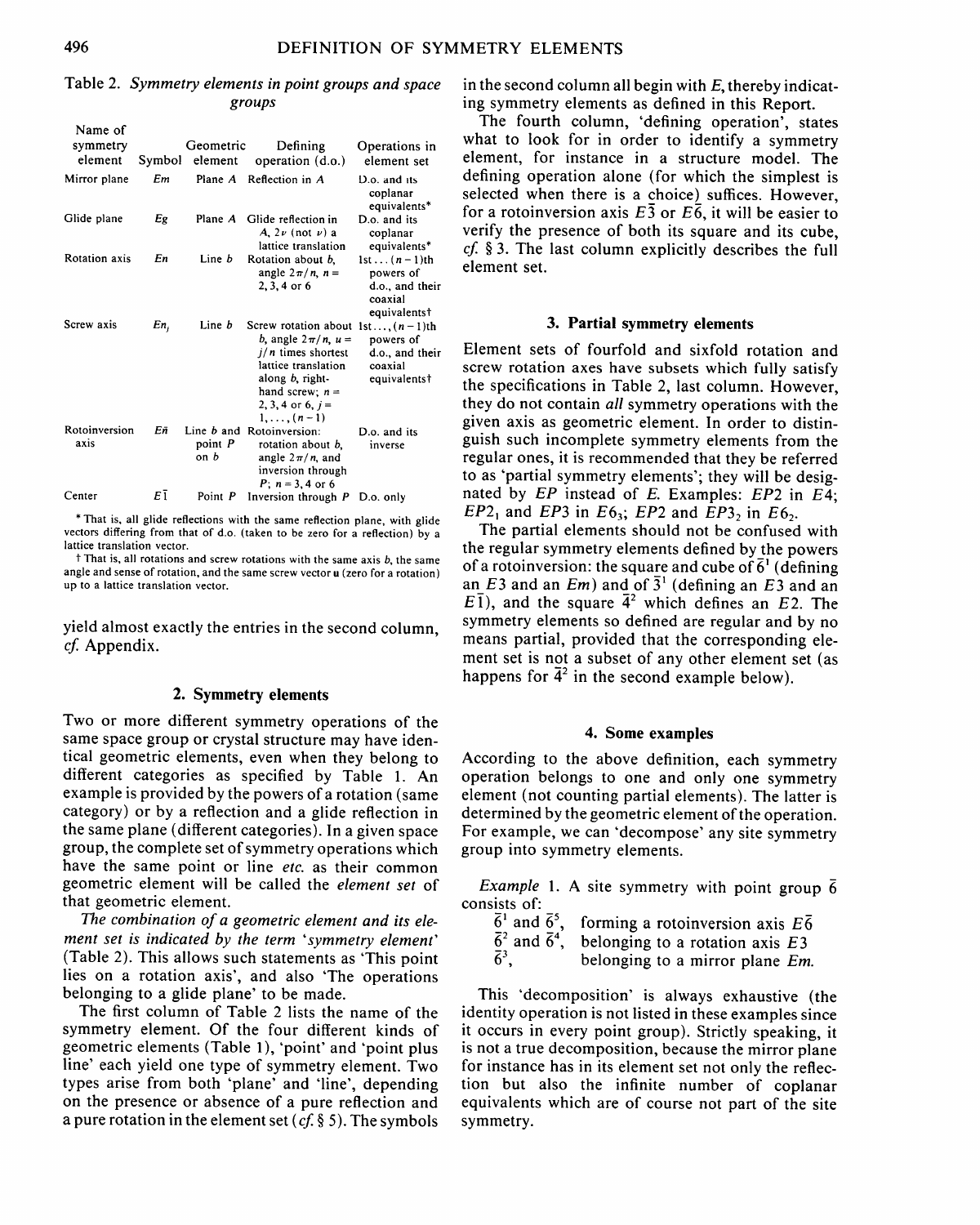Table 2. *Symmetry elements in point groups and space groups*

| Name of symmetry element | Symbol | Geometric element | Defining operation (d.o.) | Operations in element set |
|---|---|---|---|---|
| Mirror plane | $Em$ | Plane $A$ | Reflection in $A$ | D.o. and its coplanar equivalents* |
| Glide plane | $Eg$ | Plane $A$ | Glide reflection in $A$, $2\nu$ (not $\nu$) a lattice translation | D.o. and its coplanar equivalents* |
| Rotation axis | $En$ | Line $b$ | Rotation about $b$, angle $2\pi/n$, $n = 2, 3, 4$ or $6$ | 1st ... $(n-1)$th powers of d.o., and their coaxial equivalents† |
| Screw axis | $En_j$ | Line $b$ | Screw rotation about $b$, angle $2\pi/n$, $u = j/n$ times shortest lattice translation along $b$, right-hand screw; $n = 2, 3, 4$ or $6$, $j = 1, \ldots, (n-1)$ | 1st, ..., $(n-1)$th powers of d.o., and their coaxial equivalents† |
| Rotoinversion axis | $E\bar{n}$ | Line $b$ and point $P$ on $b$ | Rotoinversion: rotation about $b$, angle $2\pi/n$, and inversion through $P$; $n = 3, 4$ or $6$ | D.o. and its inverse |
| Center | $E\bar{1}$ | Point $P$ | Inversion through $P$ | D.o. only |

\* That is, all glide reflections with the same reflection plane, with glide vectors differing from that of d.o. (taken to be zero for a reflection) by a lattice translation vector.

† That is, all rotations and screw rotations with the same axis $b$, the same angle and sense of rotation, and the same screw vector $\mathbf{u}$ (zero for a rotation) up to a lattice translation vector.

yield almost exactly the entries in the second column, *cf.* Appendix.

## 2. Symmetry elements

Two or more different symmetry operations of the same space group or crystal structure may have identical geometric elements, even when they belong to different categories as specified by Table 1. An example is provided by the powers of a rotation (same category) or by a reflection and a glide reflection in the same plane (different categories). In a given space group, the complete set of symmetry operations which have the same point or line *etc.* as their common geometric element will be called the *element set* of that geometric element.

*The combination of a geometric element and its element set is indicated by the term 'symmetry element'* (Table 2). This allows such statements as 'This point lies on a rotation axis', and also 'The operations belonging to a glide plane' to be made.

The first column of Table 2 lists the name of the symmetry element. Of the four different kinds of geometric elements (Table 1), 'point' and 'point plus line' each yield one type of symmetry element. Two types arise from both 'plane' and 'line', depending on the presence or absence of a pure reflection and a pure rotation in the element set (*cf.* § 5). The symbols in the second column all begin with $E$, thereby indicating symmetry elements as defined in this Report.

The fourth column, 'defining operation', states what to look for in order to identify a symmetry element, for instance in a structure model. The defining operation alone (for which the simplest is selected when there is a choice) suffices. However, for a rotoinversion axis $E\bar{3}$ or $E\bar{6}$, it will be easier to verify the presence of both its square and its cube, *cf.* § 3. The last column explicitly describes the full element set.

## 3. Partial symmetry elements

Element sets of fourfold and sixfold rotation and screw rotation axes have subsets which fully satisfy the specifications in Table 2, last column. However, they do not contain *all* symmetry operations with the given axis as geometric element. In order to distinguish such incomplete symmetry elements from the regular ones, it is recommended that they be referred to as 'partial symmetry elements'; they will be designated by $EP$ instead of $E$. Examples: $EP2$ in $E4$; $EP2_1$ and $EP3$ in $E6_3$; $EP2$ and $EP3_2$ in $E6_2$.

The partial elements should not be confused with the regular symmetry elements defined by the powers of a rotoinversion: the square and cube of $\bar{6}^1$ (defining an $E3$ and an $Em$) and of $\bar{3}^1$ (defining an $E3$ and an $E\bar{1}$), and the square $\bar{4}^2$ which defines an $E2$. The symmetry elements so defined are regular and by no means partial, provided that the corresponding element set is not a subset of any other element set (as happens for $\bar{4}^2$ in the second example below).

## 4. Some examples

According to the above definition, each symmetry operation belongs to one and only one symmetry element (not counting partial elements). The latter is determined by the geometric element of the operation. For example, we can 'decompose' any site symmetry group into symmetry elements.

*Example* 1. A site symmetry with point group $\bar{6}$ consists of:

- $\bar{6}^1$ and $\bar{6}^5$, forming a rotoinversion axis $E\bar{6}$
- $\bar{6}^2$ and $\bar{6}^4$, belonging to a rotation axis $E3$
- $\bar{6}^3$, belonging to a mirror plane $Em$.

This 'decomposition' is always exhaustive (the identity operation is not listed in these examples since it occurs in every point group). Strictly speaking, it is not a true decomposition, because the mirror plane for instance has in its element set not only the reflection but also the infinite number of coplanar equivalents which are of course not part of the site symmetry.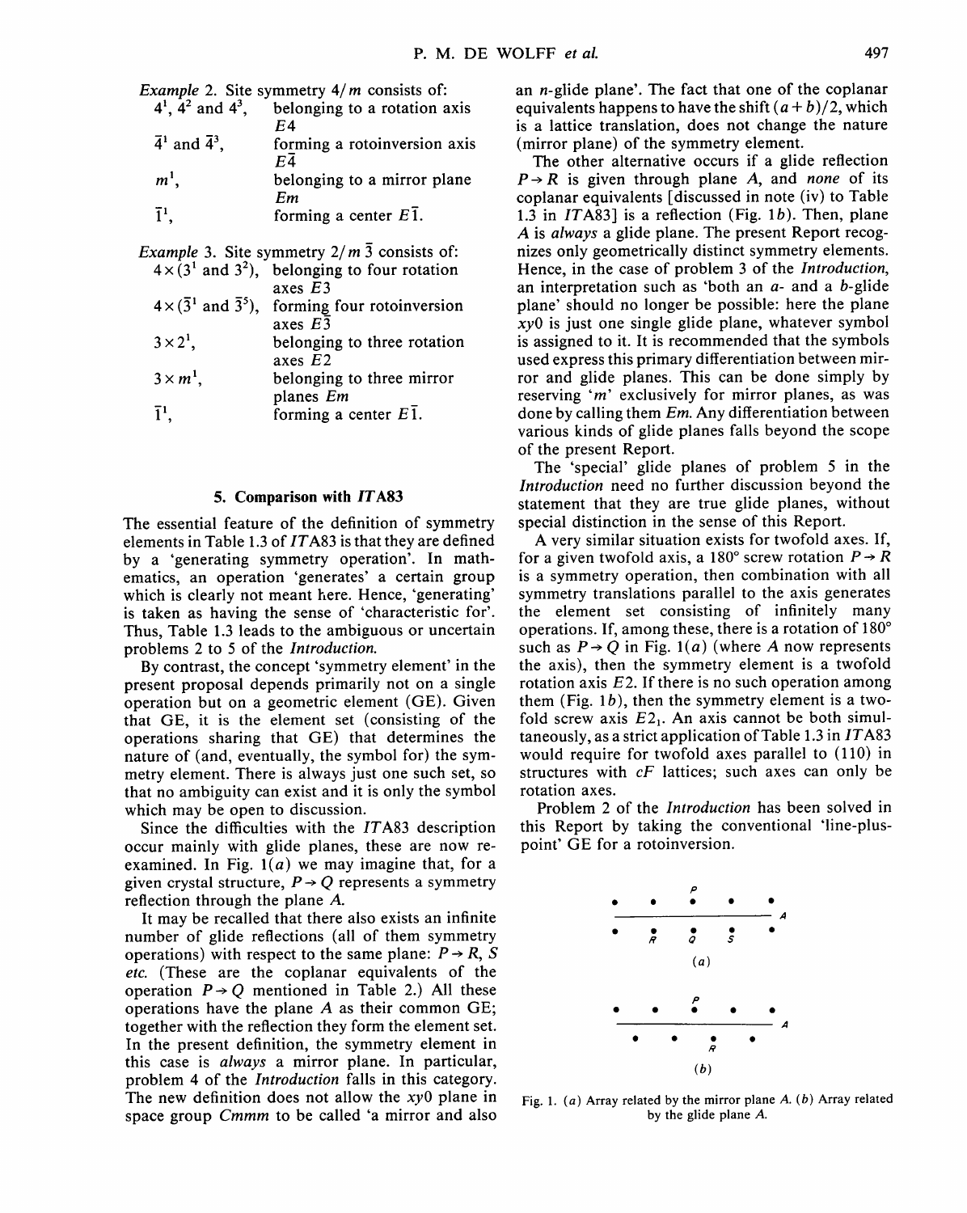*Example* 2. Site symmetry $4/m$ consists of:

| | |
|---|---|
| $4^1$, $4^2$ and $4^3$, | belonging to a rotation axis $E4$ |
| $\bar{4}^1$ and $\bar{4}^3$, | forming a rotoinversion axis $E\bar{4}$ |
| $m^1$, | belonging to a mirror plane $Em$ |
| $\bar{1}^1$, | forming a center $E\bar{1}$. |

*Example* 3. Site symmetry $2/m\,\bar{3}$ consists of:

| | |
|---|---|
| $4\times(3^1$ and $3^2)$, | belonging to four rotation axes $E3$ |
| $4\times(\bar{3}^1$ and $\bar{3}^5)$, | forming four rotoinversion axes $E\bar{3}$ |
| $3\times 2^1$, | belonging to three rotation axes $E2$ |
| $3\times m^1$, | belonging to three mirror planes $Em$ |
| $\bar{1}^1$, | forming a center $E\bar{1}$. |

## 5. Comparison with *IT*A83

The essential feature of the definition of symmetry elements in Table 1.3 of *IT*A83 is that they are defined by a 'generating symmetry operation'. In mathematics, an operation 'generates' a certain group which is clearly not meant here. Hence, 'generating' is taken as having the sense of 'characteristic for'. Thus, Table 1.3 leads to the ambiguous or uncertain problems 2 to 5 of the *Introduction.*

By contrast, the concept 'symmetry element' in the present proposal depends primarily not on a single operation but on a geometric element (GE). Given that GE, it is the element set (consisting of the operations sharing that GE) that determines the nature of (and, eventually, the symbol for) the symmetry element. There is always just one such set, so that no ambiguity can exist and it is only the symbol which may be open to discussion.

Since the difficulties with the *IT*A83 description occur mainly with glide planes, these are now re-examined. In Fig. 1(*a*) we may imagine that, for a given crystal structure, $P\rightarrow Q$ represents a symmetry reflection through the plane $A$.

It may be recalled that there also exists an infinite number of glide reflections (all of them symmetry operations) with respect to the same plane: $P\rightarrow R$, $S$ *etc.* (These are the coplanar equivalents of the operation $P\rightarrow Q$ mentioned in Table 2.) All these operations have the plane $A$ as their common GE; together with the reflection they form the element set. In the present definition, the symmetry element in this case is *always* a mirror plane. In particular, problem 4 of the *Introduction* falls in this category. The new definition does not allow the $xy0$ plane in space group *Cmmm* to be called 'a mirror and also an *n*-glide plane'. The fact that one of the coplanar equivalents happens to have the shift $(a+b)/2$, which is a lattice translation, does not change the nature (mirror plane) of the symmetry element.

The other alternative occurs if a glide reflection $P\rightarrow R$ is given through plane $A$, and *none* of its coplanar equivalents [discussed in note (iv) to Table 1.3 in *IT*A83] is a reflection (Fig. 1*b*). Then, plane $A$ is *always* a glide plane. The present Report recognizes only geometrically distinct symmetry elements. Hence, in the case of problem 3 of the *Introduction*, an interpretation such as 'both an *a*- and a *b*-glide plane' should no longer be possible: here the plane $xy0$ is just one single glide plane, whatever symbol is assigned to it. It is recommended that the symbols used express this primary differentiation between mirror and glide planes. This can be done simply by reserving '$m$' exclusively for mirror planes, as was done by calling them $Em$. Any differentiation between various kinds of glide planes falls beyond the scope of the present Report.

The 'special' glide planes of problem 5 in the *Introduction* need no further discussion beyond the statement that they are true glide planes, without special distinction in the sense of this Report.

A very similar situation exists for twofold axes. If, for a given twofold axis, a 180° screw rotation $P\rightarrow R$ is a symmetry operation, then combination with all symmetry translations parallel to the axis generates the element set consisting of infinitely many operations. If, among these, there is a rotation of 180° such as $P\rightarrow Q$ in Fig. 1(*a*) (where $A$ now represents the axis), then the symmetry element is a twofold rotation axis $E2$. If there is no such operation among them (Fig. 1*b*), then the symmetry element is a twofold screw axis $E2_1$. An axis cannot be both simultaneously, as a strict application of Table 1.3 in *IT*A83 would require for twofold axes parallel to (110) in structures with *cF* lattices; such axes can only be rotation axes.

Problem 2 of the *Introduction* has been solved in this Report by taking the conventional 'line-plus-point' GE for a rotoinversion.

Fig. 1. (*a*) Array related by the mirror plane $A$. (*b*) Array related by the glide plane $A$.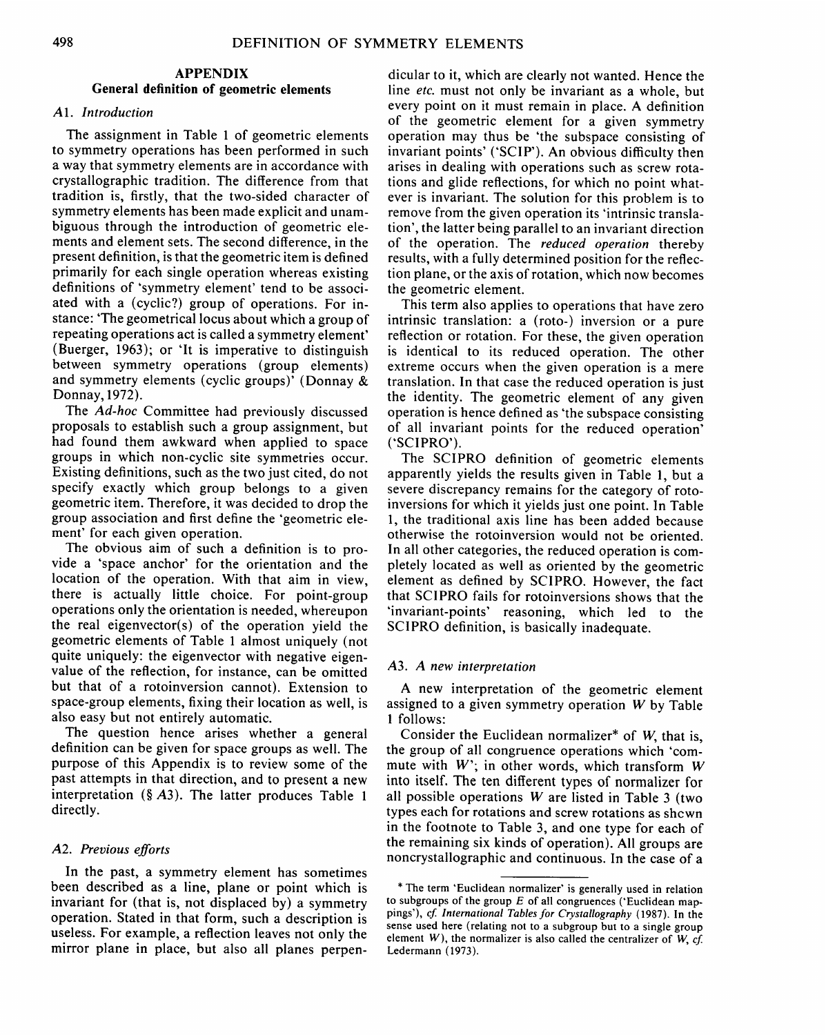## APPENDIX

### General definition of geometric elements

#### *A*1. *Introduction*

The assignment in Table 1 of geometric elements to symmetry operations has been performed in such a way that symmetry elements are in accordance with crystallographic tradition. The difference from that tradition is, firstly, that the two-sided character of symmetry elements has been made explicit and unambiguous through the introduction of geometric elements and element sets. The second difference, in the present definition, is that the geometric item is defined primarily for each single operation whereas existing definitions of 'symmetry element' tend to be associated with a (cyclic?) group of operations. For instance: 'The geometrical locus about which a group of repeating operations act is called a symmetry element' (Buerger, 1963); or 'It is imperative to distinguish between symmetry operations (group elements) and symmetry elements (cyclic groups)' (Donnay & Donnay, 1972).

The *Ad-hoc* Committee had previously discussed proposals to establish such a group assignment, but had found them awkward when applied to space groups in which non-cyclic site symmetries occur. Existing definitions, such as the two just cited, do not specify exactly which group belongs to a given geometric item. Therefore, it was decided to drop the group association and first define the 'geometric element' for each given operation.

The obvious aim of such a definition is to provide a 'space anchor' for the orientation and the location of the operation. With that aim in view, there is actually little choice. For point-group operations only the orientation is needed, whereupon the real eigenvector(s) of the operation yield the geometric elements of Table 1 almost uniquely (not quite uniquely: the eigenvector with negative eigenvalue of the reflection, for instance, can be omitted but that of a rotoinversion cannot). Extension to space-group elements, fixing their location as well, is also easy but not entirely automatic.

The question hence arises whether a general definition can be given for space groups as well. The purpose of this Appendix is to review some of the past attempts in that direction, and to present a new interpretation (§ *A*3). The latter produces Table 1 directly.

#### *A*2. *Previous efforts*

In the past, a symmetry element has sometimes been described as a line, plane or point which is invariant for (that is, not displaced by) a symmetry operation. Stated in that form, such a description is useless. For example, a reflection leaves not only the mirror plane in place, but also all planes perpendicular to it, which are clearly not wanted. Hence the line *etc.* must not only be invariant as a whole, but every point on it must remain in place. A definition of the geometric element for a given symmetry operation may thus be 'the subspace consisting of invariant points' ('SCIP'). An obvious difficulty then arises in dealing with operations such as screw rotations and glide reflections, for which no point whatever is invariant. The solution for this problem is to remove from the given operation its 'intrinsic translation', the latter being parallel to an invariant direction of the operation. The *reduced operation* thereby results, with a fully determined position for the reflection plane, or the axis of rotation, which now becomes the geometric element.

This term also applies to operations that have zero intrinsic translation: a (roto-) inversion or a pure reflection or rotation. For these, the given operation is identical to its reduced operation. The other extreme occurs when the given operation is a mere translation. In that case the reduced operation is just the identity. The geometric element of any given operation is hence defined as 'the subspace consisting of all invariant points for the reduced operation' ('SCIPRO').

The SCIPRO definition of geometric elements apparently yields the results given in Table 1, but a severe discrepancy remains for the category of rotoinversions for which it yields just one point. In Table 1, the traditional axis line has been added because otherwise the rotoinversion would not be oriented. In all other categories, the reduced operation is completely located as well as oriented by the geometric element as defined by SCIPRO. However, the fact that SCIPRO fails for rotoinversions shows that the 'invariant-points' reasoning, which led to the SCIPRO definition, is basically inadequate.

#### *A*3. *A new interpretation*

A new interpretation of the geometric element assigned to a given symmetry operation $W$ by Table 1 follows:

Consider the Euclidean normalizer* of $W$, that is, the group of all congruence operations which 'commute with $W$'; in other words, which transform $W$ into itself. The ten different types of normalizer for all possible operations $W$ are listed in Table 3 (two types each for rotations and screw rotations as shown in the footnote to Table 3, and one type for each of the remaining six kinds of operation). All groups are noncrystallographic and continuous. In the case of a

\* The term 'Euclidean normalizer' is generally used in relation to subgroups of the group $E$ of all congruences ('Euclidean mappings'), *cf. International Tables for Crystallography* (1987). In the sense used here (relating not to a subgroup but to a single group element $W$), the normalizer is also called the centralizer of $W$, *cf.* Ledermann (1973).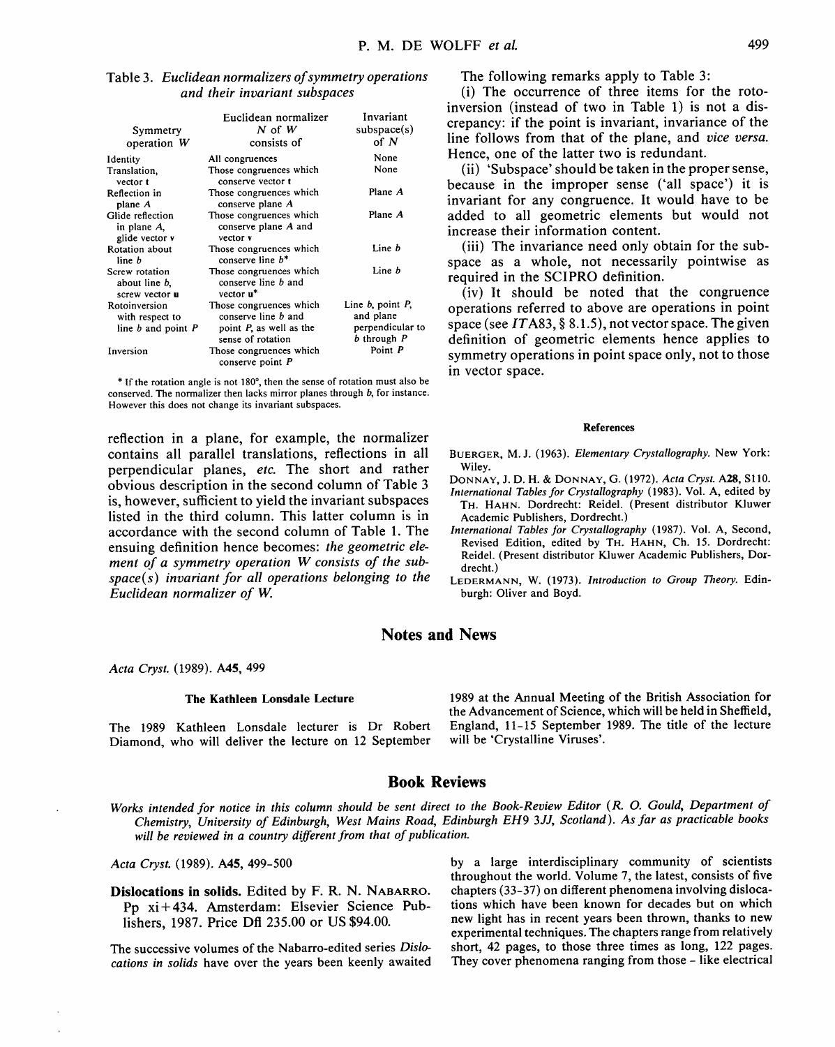Table 3. *Euclidean normalizers of symmetry operations and their invariant subspaces*

| Symmetry operation $W$ | Euclidean normalizer $N$ of $W$ consists of | Invariant subspace(s) of $N$ |
| --- | --- | --- |
| Identity | All congruences | None |
| Translation, vector **t** | Those congruences which conserve vector **t** | None |
| Reflection in plane $A$ | Those congruences which conserve plane $A$ | Plane $A$ |
| Glide reflection in plane $A$, glide vector **v** | Those congruences which conserve plane $A$ and vector **v** | Plane $A$ |
| Rotation about line $b$ | Those congruences which conserve line $b$* | Line $b$ |
| Screw rotation about line $b$, screw vector **u** | Those congruences which conserve line $b$ and vector **u*** | Line $b$ |
| Rotoinversion with respect to line $b$ and point $P$ | Those congruences which conserve line $b$ and point $P$, as well as the sense of rotation | Line $b$, point $P$, and plane perpendicular to $b$ through $P$ |
| Inversion | Those congruences which conserve point $P$ | Point $P$ |

\* If the rotation angle is not 180°, then the sense of rotation must also be conserved. The normalizer then lacks mirror planes through $b$, for instance. However this does not change its invariant subspaces.

reflection in a plane, for example, the normalizer contains all parallel translations, reflections in all perpendicular planes, *etc.* The short and rather obvious description in the second column of Table 3 is, however, sufficient to yield the invariant subspaces listed in the third column. This latter column is in accordance with the second column of Table 1. The ensuing definition hence becomes: *the geometric element of a symmetry operation W consists of the subspace(s) invariant for all operations belonging to the Euclidean normalizer of W.*

The following remarks apply to Table 3:

(i) The occurrence of three items for the rotoinversion (instead of two in Table 1) is not a discrepancy: if the point is invariant, invariance of the line follows from that of the plane, and *vice versa.* Hence, one of the latter two is redundant.

(ii) 'Subspace' should be taken in the proper sense, because in the improper sense ('all space') it is invariant for any congruence. It would have to be added to all geometric elements but would not increase their information content.

(iii) The invariance need only obtain for the subspace as a whole, not necessarily pointwise as required in the SCIPRO definition.

(iv) It should be noted that the congruence operations referred to above are operations in point space (see *IT*A83, § 8.1.5), not vector space. The given definition of geometric elements hence applies to symmetry operations in point space only, not to those in vector space.

### References

BUERGER, M. J. (1963). *Elementary Crystallography.* New York: Wiley.

DONNAY, J. D. H. & DONNAY, G. (1972). *Acta Cryst.* **A28**, S110.

*International Tables for Crystallography* (1983). Vol. A, edited by TH. HAHN. Dordrecht: Reidel. (Present distributor Kluwer Academic Publishers, Dordrecht.)

*International Tables for Crystallography* (1987). Vol. A, Second, Revised Edition, edited by TH. HAHN, Ch. 15. Dordrecht: Reidel. (Present distributor Kluwer Academic Publishers, Dordrecht.)

LEDERMANN, W. (1973). *Introduction to Group Theory.* Edinburgh: Oliver and Boyd.

## Notes and News

*Acta Cryst.* (1989). A**45**, 499

### The Kathleen Lonsdale Lecture

The 1989 Kathleen Lonsdale lecturer is Dr Robert Diamond, who will deliver the lecture on 12 September 1989 at the Annual Meeting of the British Association for the Advancement of Science, which will be held in Sheffield, England, 11-15 September 1989. The title of the lecture will be 'Crystalline Viruses'.

## Book Reviews

*Works intended for notice in this column should be sent direct to the Book-Review Editor (R. O. Gould, Department of Chemistry, University of Edinburgh, West Mains Road, Edinburgh EH9 3JJ, Scotland). As far as practicable books will be reviewed in a country different from that of publication.*

*Acta Cryst.* (1989). A**45**, 499-500

**Dislocations in solids.** Edited by F. R. N. NABARRO. Pp xi+434. Amsterdam: Elsevier Science Publishers, 1987. Price Dfl 235.00 or US $94.00.

The successive volumes of the Nabarro-edited series *Dislocations in solids* have over the years been keenly awaited by a large interdisciplinary community of scientists throughout the world. Volume 7, the latest, consists of five chapters (33-37) on different phenomena involving dislocations which have been known for decades but on which new light has in recent years been thrown, thanks to new experimental techniques. The chapters range from relatively short, 42 pages, to those three times as long, 122 pages. They cover phenomena ranging from those – like electrical